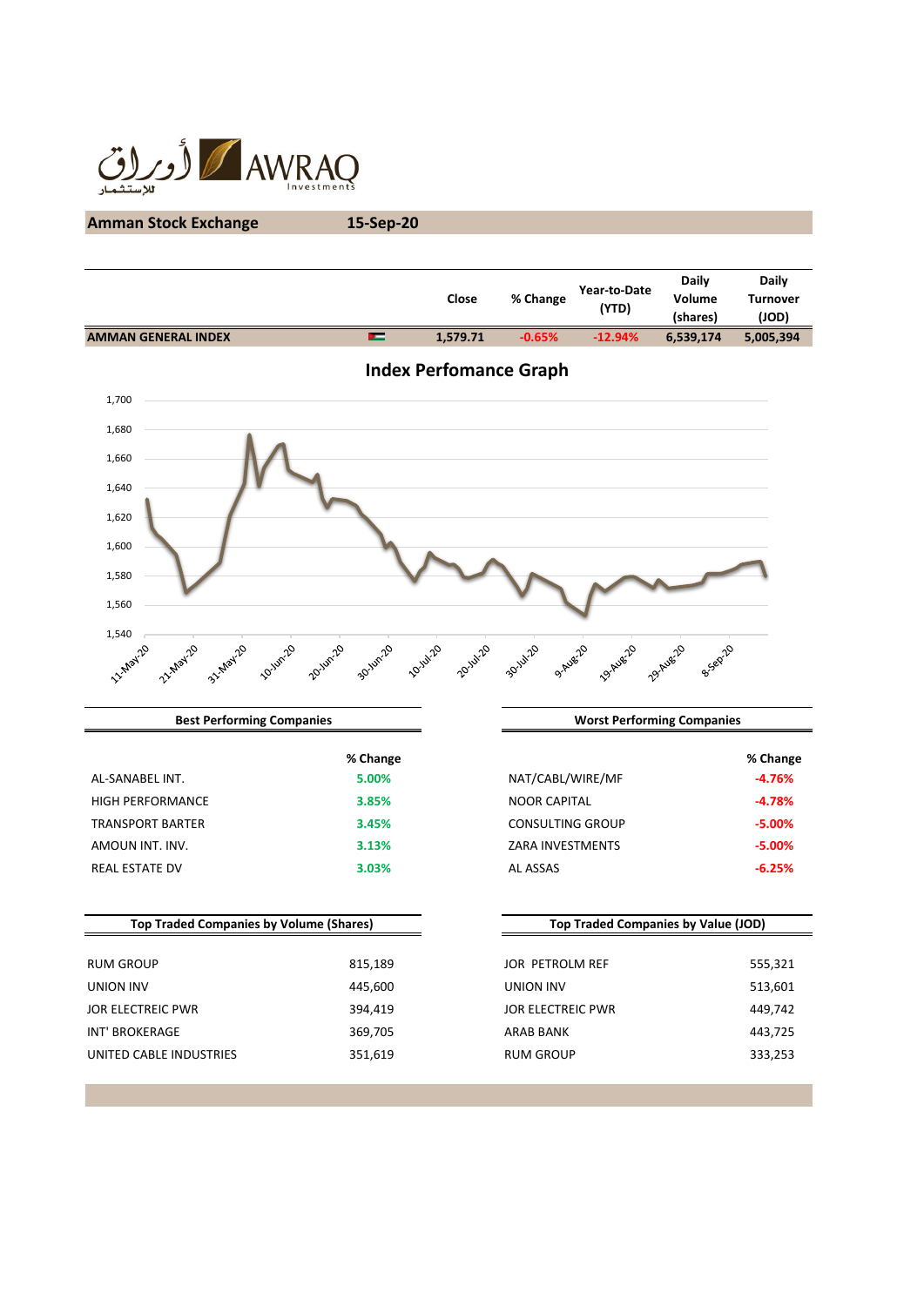AWRAQ Investments

## Amman Stock Exchange 15-Sep-20

| | Close | % Change | Year-to-Date (YTD) | Daily Volume (shares) | Daily Turnover (JOD) |
|---|---|---|---|---|---|
| AMMAN GENERAL INDEX | 1,579.71 | -0.65% | -12.94% | 6,539,174 | 5,005,394 |

### Index Perfomance Graph

### Best Performing Companies

| | % Change |
|---|---|
| AL-SANABEL INT. | 5.00% |
| HIGH PERFORMANCE | 3.85% |
| TRANSPORT BARTER | 3.45% |
| AMOUN INT. INV. | 3.13% |
| REAL ESTATE DV | 3.03% |

### Worst Performing Companies

| | % Change |
|---|---|
| NAT/CABL/WIRE/MF | -4.76% |
| NOOR CAPITAL | -4.78% |
| CONSULTING GROUP | -5.00% |
| ZARA INVESTMENTS | -5.00% |
| AL ASSAS | -6.25% |

### Top Traded Companies by Volume (Shares)

| | |
|---|---|
| RUM GROUP | 815,189 |
| UNION INV | 445,600 |
| JOR ELECTREIC PWR | 394,419 |
| INT' BROKERAGE | 369,705 |
| UNITED CABLE INDUSTRIES | 351,619 |

### Top Traded Companies by Value (JOD)

| | |
|---|---|
| JOR PETROLM REF | 555,321 |
| UNION INV | 513,601 |
| JOR ELECTREIC PWR | 449,742 |
| ARAB BANK | 443,725 |
| RUM GROUP | 333,253 |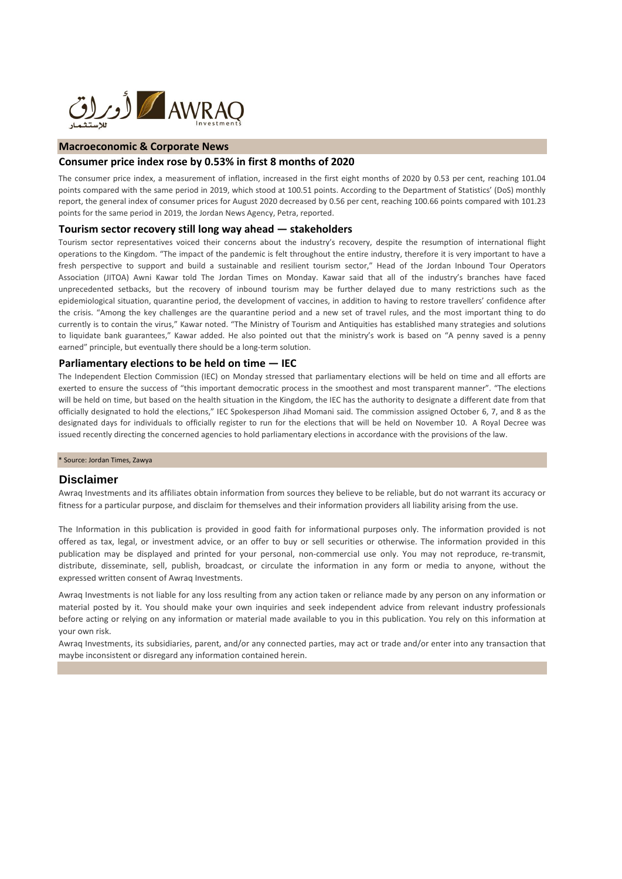## Macroeconomic & Corporate News

### Consumer price index rose by 0.53% in first 8 months of 2020

The consumer price index, a measurement of inflation, increased in the first eight months of 2020 by 0.53 per cent, reaching 101.04 points compared with the same period in 2019, which stood at 100.51 points. According to the Department of Statistics' (DoS) monthly report, the general index of consumer prices for August 2020 decreased by 0.56 per cent, reaching 100.66 points compared with 101.23 points for the same period in 2019, the Jordan News Agency, Petra, reported.

### Tourism sector recovery still long way ahead — stakeholders

Tourism sector representatives voiced their concerns about the industry's recovery, despite the resumption of international flight operations to the Kingdom. "The impact of the pandemic is felt throughout the entire industry, therefore it is very important to have a fresh perspective to support and build a sustainable and resilient tourism sector," Head of the Jordan Inbound Tour Operators Association (JITOA) Awni Kawar told The Jordan Times on Monday. Kawar said that all of the industry's branches have faced unprecedented setbacks, but the recovery of inbound tourism may be further delayed due to many restrictions such as the epidemiological situation, quarantine period, the development of vaccines, in addition to having to restore travellers' confidence after the crisis. "Among the key challenges are the quarantine period and a new set of travel rules, and the most important thing to do currently is to contain the virus," Kawar noted. "The Ministry of Tourism and Antiquities has established many strategies and solutions to liquidate bank guarantees," Kawar added. He also pointed out that the ministry's work is based on "A penny saved is a penny earned" principle, but eventually there should be a long-term solution.

### Parliamentary elections to be held on time — IEC

The Independent Election Commission (IEC) on Monday stressed that parliamentary elections will be held on time and all efforts are exerted to ensure the success of "this important democratic process in the smoothest and most transparent manner". "The elections will be held on time, but based on the health situation in the Kingdom, the IEC has the authority to designate a different date from that officially designated to hold the elections," IEC Spokesperson Jihad Momani said. The commission assigned October 6, 7, and 8 as the designated days for individuals to officially register to run for the elections that will be held on November 10. A Royal Decree was issued recently directing the concerned agencies to hold parliamentary elections in accordance with the provisions of the law.

* Source: Jordan Times, Zawya

## Disclaimer

Awraq Investments and its affiliates obtain information from sources they believe to be reliable, but do not warrant its accuracy or fitness for a particular purpose, and disclaim for themselves and their information providers all liability arising from the use.

The Information in this publication is provided in good faith for informational purposes only. The information provided is not offered as tax, legal, or investment advice, or an offer to buy or sell securities or otherwise. The information provided in this publication may be displayed and printed for your personal, non-commercial use only. You may not reproduce, re-transmit, distribute, disseminate, sell, publish, broadcast, or circulate the information in any form or media to anyone, without the expressed written consent of Awraq Investments.

Awraq Investments is not liable for any loss resulting from any action taken or reliance made by any person on any information or material posted by it. You should make your own inquiries and seek independent advice from relevant industry professionals before acting or relying on any information or material made available to you in this publication. You rely on this information at your own risk.

Awraq Investments, its subsidiaries, parent, and/or any connected parties, may act or trade and/or enter into any transaction that maybe inconsistent or disregard any information contained herein.